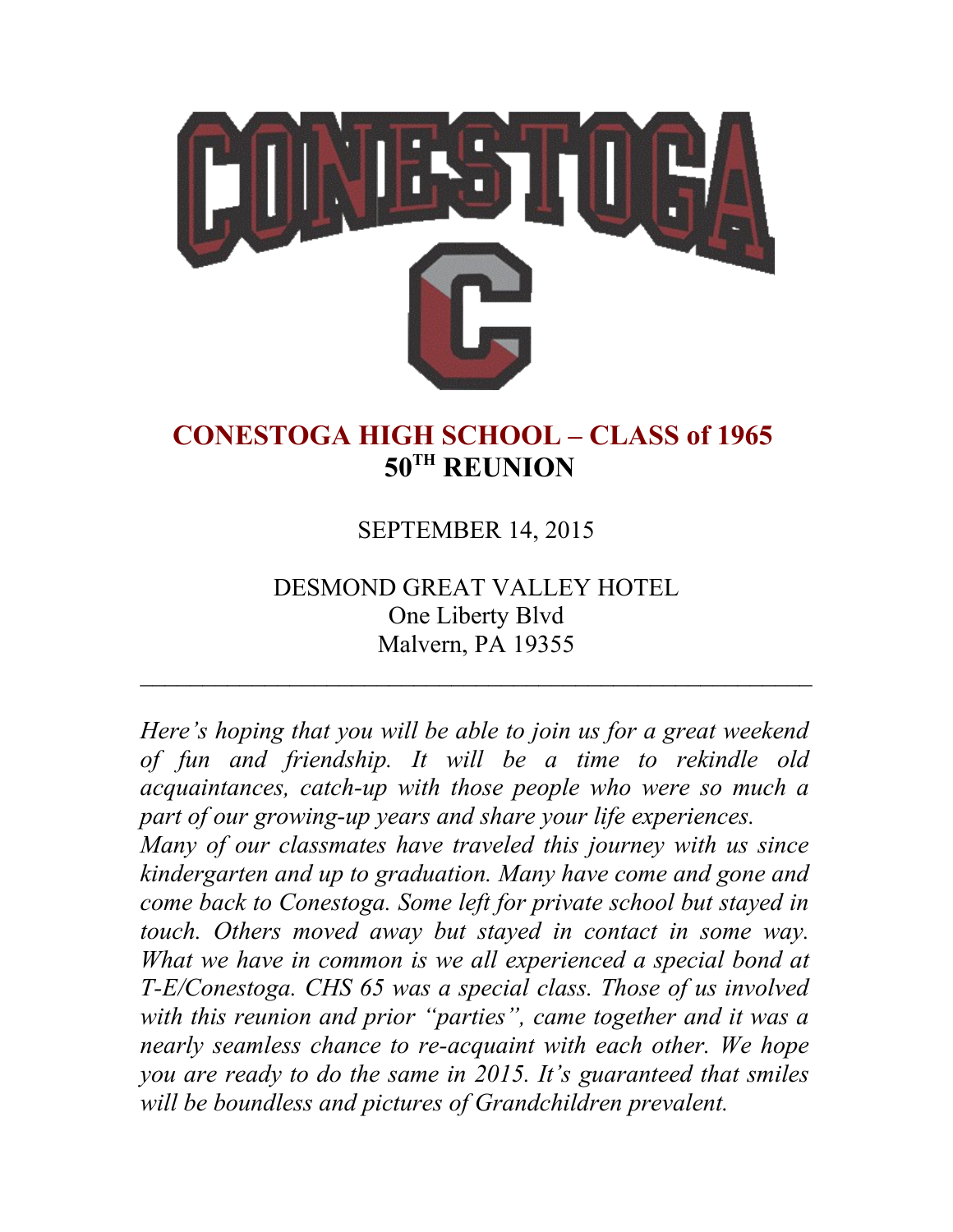# CONESTOGA HIGH SCHOOL – CLASS of 1965
## 50TH REUNION

SEPTEMBER 14, 2015

DESMOND GREAT VALLEY HOTEL
One Liberty Blvd
Malvern, PA 19355

---

*Here's hoping that you will be able to join us for a great weekend of fun and friendship. It will be a time to rekindle old acquaintances, catch-up with those people who were so much a part of our growing-up years and share your life experiences.*
*Many of our classmates have traveled this journey with us since kindergarten and up to graduation. Many have come and gone and come back to Conestoga. Some left for private school but stayed in touch. Others moved away but stayed in contact in some way. What we have in common is we all experienced a special bond at T-E/Conestoga. CHS 65 was a special class. Those of us involved with this reunion and prior "parties", came together and it was a nearly seamless chance to re-acquaint with each other. We hope you are ready to do the same in 2015. It's guaranteed that smiles will be boundless and pictures of Grandchildren prevalent.*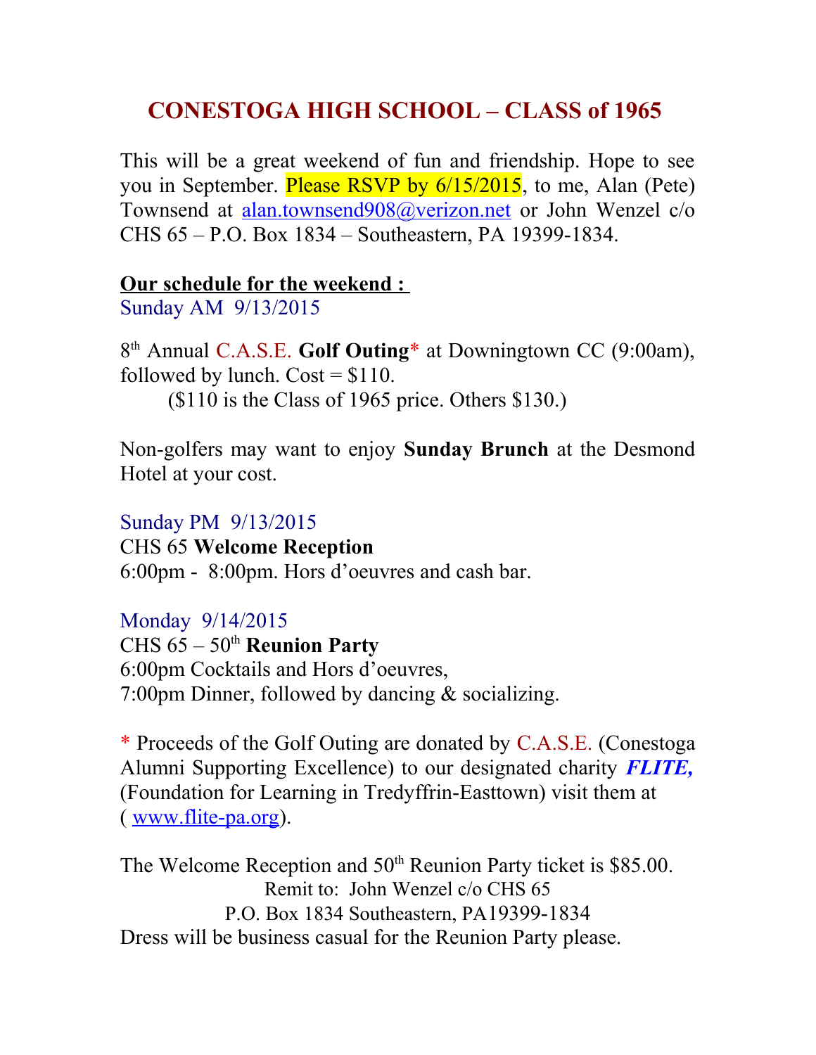# CONESTOGA HIGH SCHOOL – CLASS of 1965

This will be a great weekend of fun and friendship. Hope to see you in September. Please RSVP by 6/15/2015, to me, Alan (Pete) Townsend at alan.townsend908@verizon.net or John Wenzel c/o CHS 65 – P.O. Box 1834 – Southeastern, PA 19399-1834.

**Our schedule for the weekend :**

Sunday AM 9/13/2015

8th Annual C.A.S.E. **Golf Outing*** at Downingtown CC (9:00am), followed by lunch. Cost = $110.
($110 is the Class of 1965 price. Others $130.)

Non-golfers may want to enjoy **Sunday Brunch** at the Desmond Hotel at your cost.

Sunday PM 9/13/2015

CHS 65 **Welcome Reception**
6:00pm - 8:00pm. Hors d'oeuvres and cash bar.

Monday 9/14/2015

CHS 65 – 50th **Reunion Party**
6:00pm Cocktails and Hors d'oeuvres,
7:00pm Dinner, followed by dancing & socializing.

* Proceeds of the Golf Outing are donated by C.A.S.E. (Conestoga Alumni Supporting Excellence) to our designated charity ***FLITE,*** (Foundation for Learning in Tredyffrin-Easttown) visit them at ( www.flite-pa.org).

The Welcome Reception and 50th Reunion Party ticket is $85.00.

Remit to: John Wenzel c/o CHS 65
P.O. Box 1834 Southeastern, PA19399-1834

Dress will be business casual for the Reunion Party please.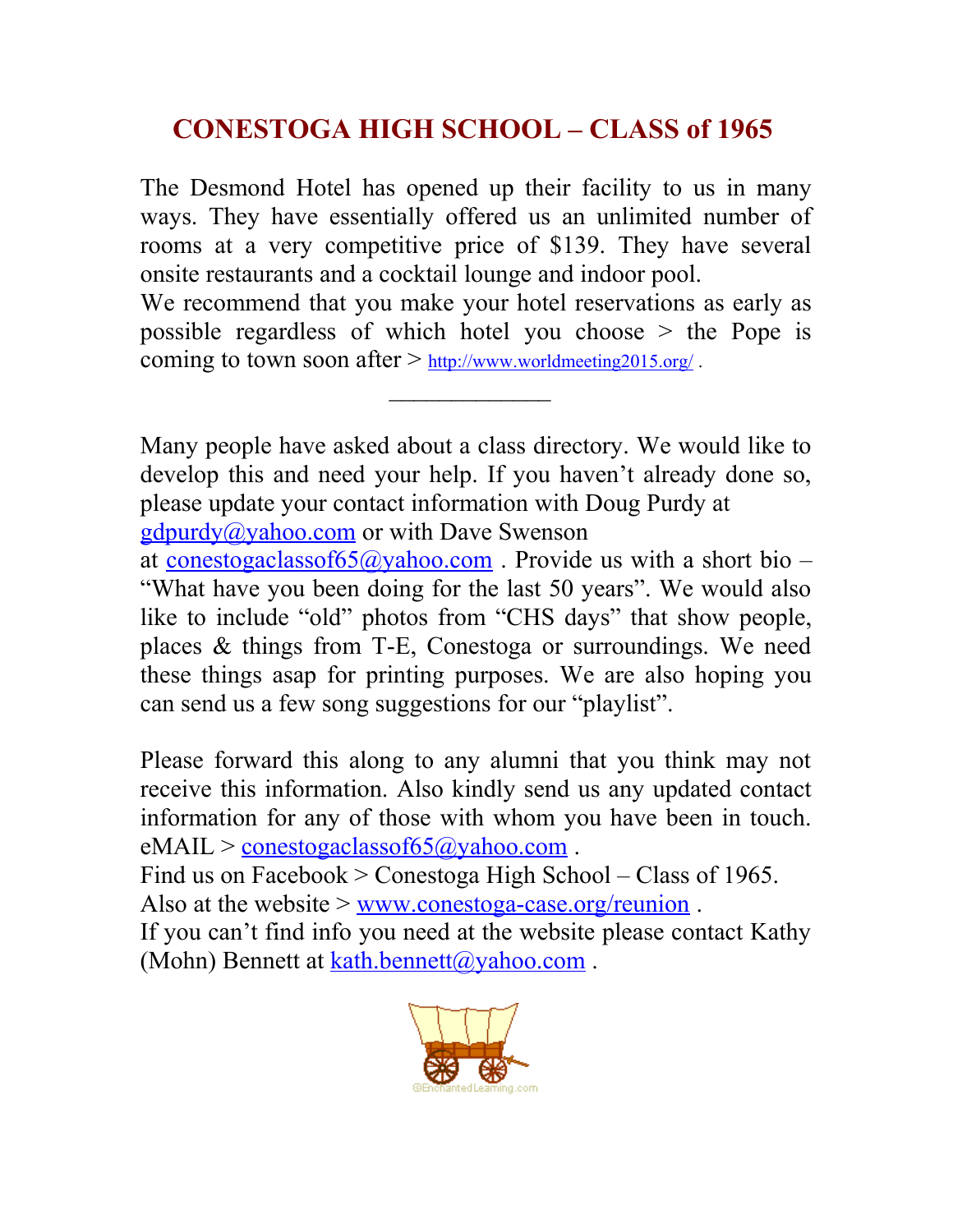# CONESTOGA HIGH SCHOOL – CLASS of 1965

The Desmond Hotel has opened up their facility to us in many ways. They have essentially offered us an unlimited number of rooms at a very competitive price of $139. They have several onsite restaurants and a cocktail lounge and indoor pool.
We recommend that you make your hotel reservations as early as possible regardless of which hotel you choose > the Pope is coming to town soon after > http://www.worldmeeting2015.org/ .

---

Many people have asked about a class directory. We would like to develop this and need your help. If you haven't already done so, please update your contact information with Doug Purdy at gdpurdy@yahoo.com or with Dave Swenson at conestogaclassof65@yahoo.com . Provide us with a short bio – "What have you been doing for the last 50 years". We would also like to include "old" photos from "CHS days" that show people, places & things from T-E, Conestoga or surroundings. We need these things asap for printing purposes. We are also hoping you can send us a few song suggestions for our "playlist".

Please forward this along to any alumni that you think may not receive this information. Also kindly send us any updated contact information for any of those with whom you have been in touch.
eMAIL > conestogaclassof65@yahoo.com .
Find us on Facebook > Conestoga High School – Class of 1965.
Also at the website > www.conestoga-case.org/reunion .
If you can't find info you need at the website please contact Kathy (Mohn) Bennett at kath.bennett@yahoo.com .

©EnchantedLearning.com